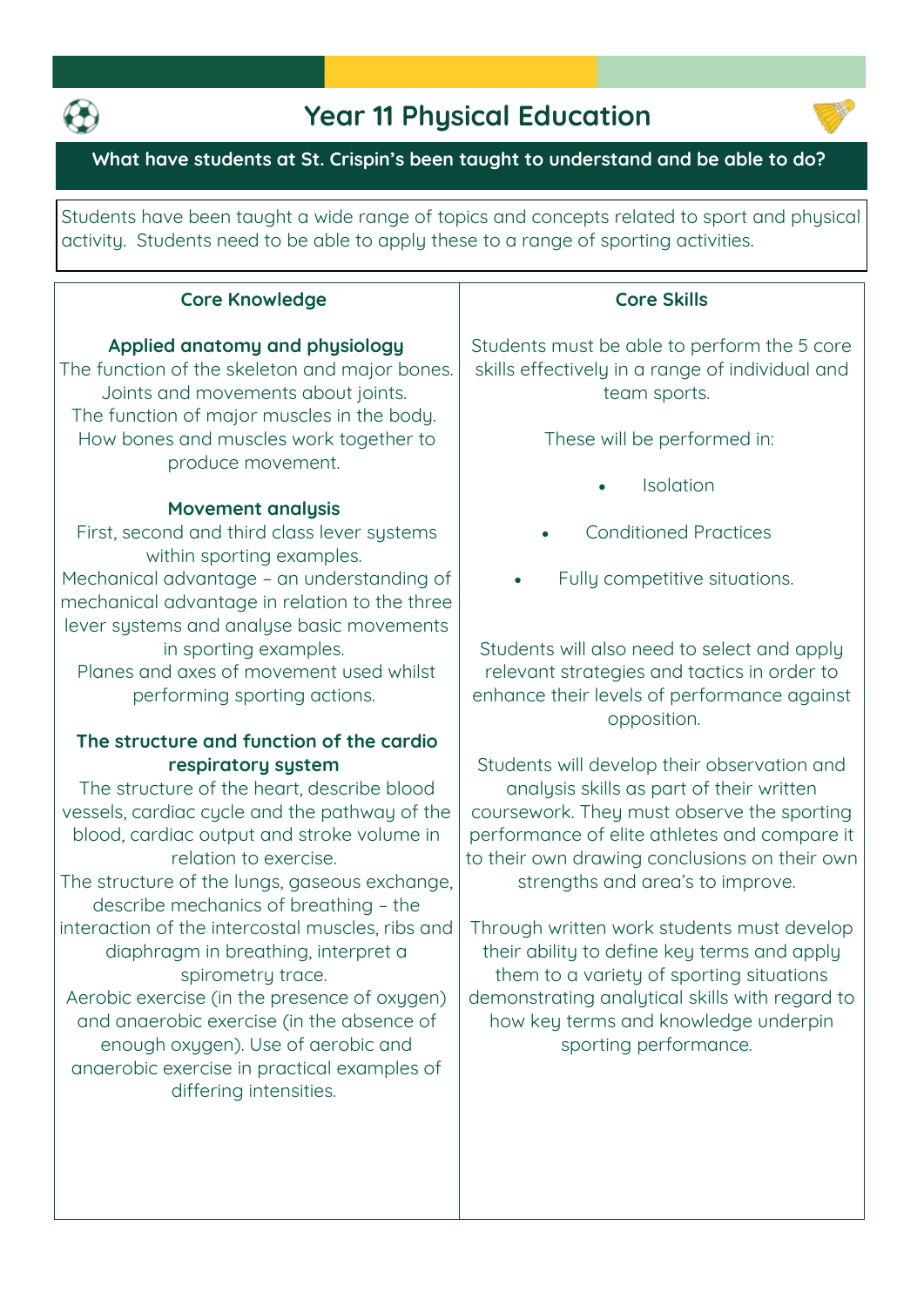# Year 11 Physical Education

**What have students at St. Crispin's been taught to understand and be able to do?**

Students have been taught a wide range of topics and concepts related to sport and physical activity. Students need to be able to apply these to a range of sporting activities.

## Core Knowledge

### Applied anatomy and physiology

The function of the skeleton and major bones.
Joints and movements about joints.
The function of major muscles in the body.
How bones and muscles work together to produce movement.

### Movement analysis

First, second and third class lever systems within sporting examples.
Mechanical advantage – an understanding of mechanical advantage in relation to the three lever systems and analyse basic movements in sporting examples.
Planes and axes of movement used whilst performing sporting actions.

### The structure and function of the cardio respiratory system

The structure of the heart, describe blood vessels, cardiac cycle and the pathway of the blood, cardiac output and stroke volume in relation to exercise.
The structure of the lungs, gaseous exchange, describe mechanics of breathing – the interaction of the intercostal muscles, ribs and diaphragm in breathing, interpret a spirometry trace.
Aerobic exercise (in the presence of oxygen) and anaerobic exercise (in the absence of enough oxygen). Use of aerobic and anaerobic exercise in practical examples of differing intensities.

## Core Skills

Students must be able to perform the 5 core skills effectively in a range of individual and team sports.

These will be performed in:

- Isolation
- Conditioned Practices
- Fully competitive situations.

Students will also need to select and apply relevant strategies and tactics in order to enhance their levels of performance against opposition.

Students will develop their observation and analysis skills as part of their written coursework. They must observe the sporting performance of elite athletes and compare it to their own drawing conclusions on their own strengths and area's to improve.

Through written work students must develop their ability to define key terms and apply them to a variety of sporting situations demonstrating analytical skills with regard to how key terms and knowledge underpin sporting performance.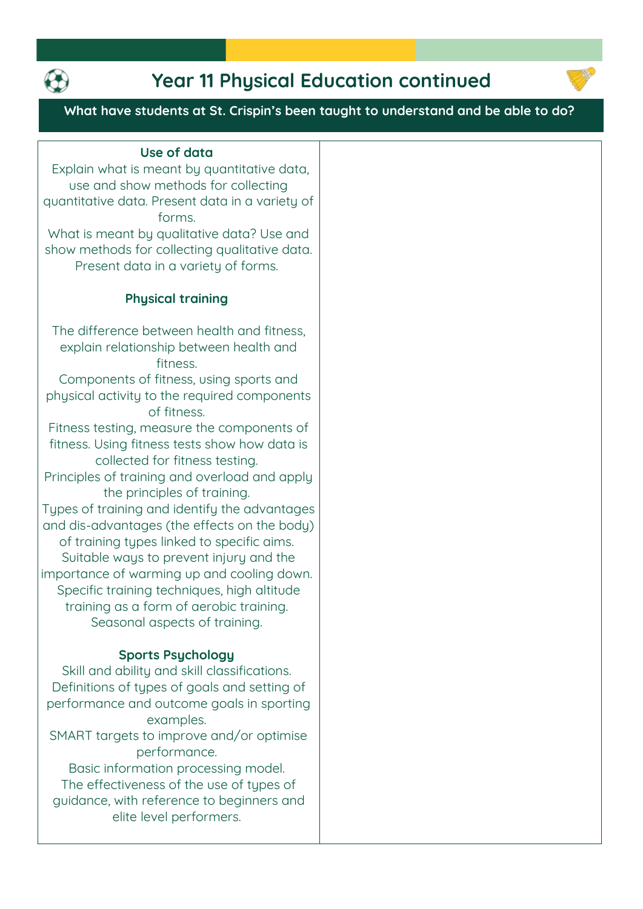# Year 11 Physical Education continued

**What have students at St. Crispin's been taught to understand and be able to do?**

### Use of data

Explain what is meant by quantitative data, use and show methods for collecting quantitative data. Present data in a variety of forms.
What is meant by qualitative data? Use and show methods for collecting qualitative data. Present data in a variety of forms.

### Physical training

The difference between health and fitness, explain relationship between health and fitness.
Components of fitness, using sports and physical activity to the required components of fitness.
Fitness testing, measure the components of fitness. Using fitness tests show how data is collected for fitness testing.
Principles of training and overload and apply the principles of training.
Types of training and identify the advantages and dis-advantages (the effects on the body) of training types linked to specific aims.
Suitable ways to prevent injury and the importance of warming up and cooling down.
Specific training techniques, high altitude training as a form of aerobic training.
Seasonal aspects of training.

### Sports Psychology

Skill and ability and skill classifications.
Definitions of types of goals and setting of performance and outcome goals in sporting examples.
SMART targets to improve and/or optimise performance.
Basic information processing model.
The effectiveness of the use of types of guidance, with reference to beginners and elite level performers.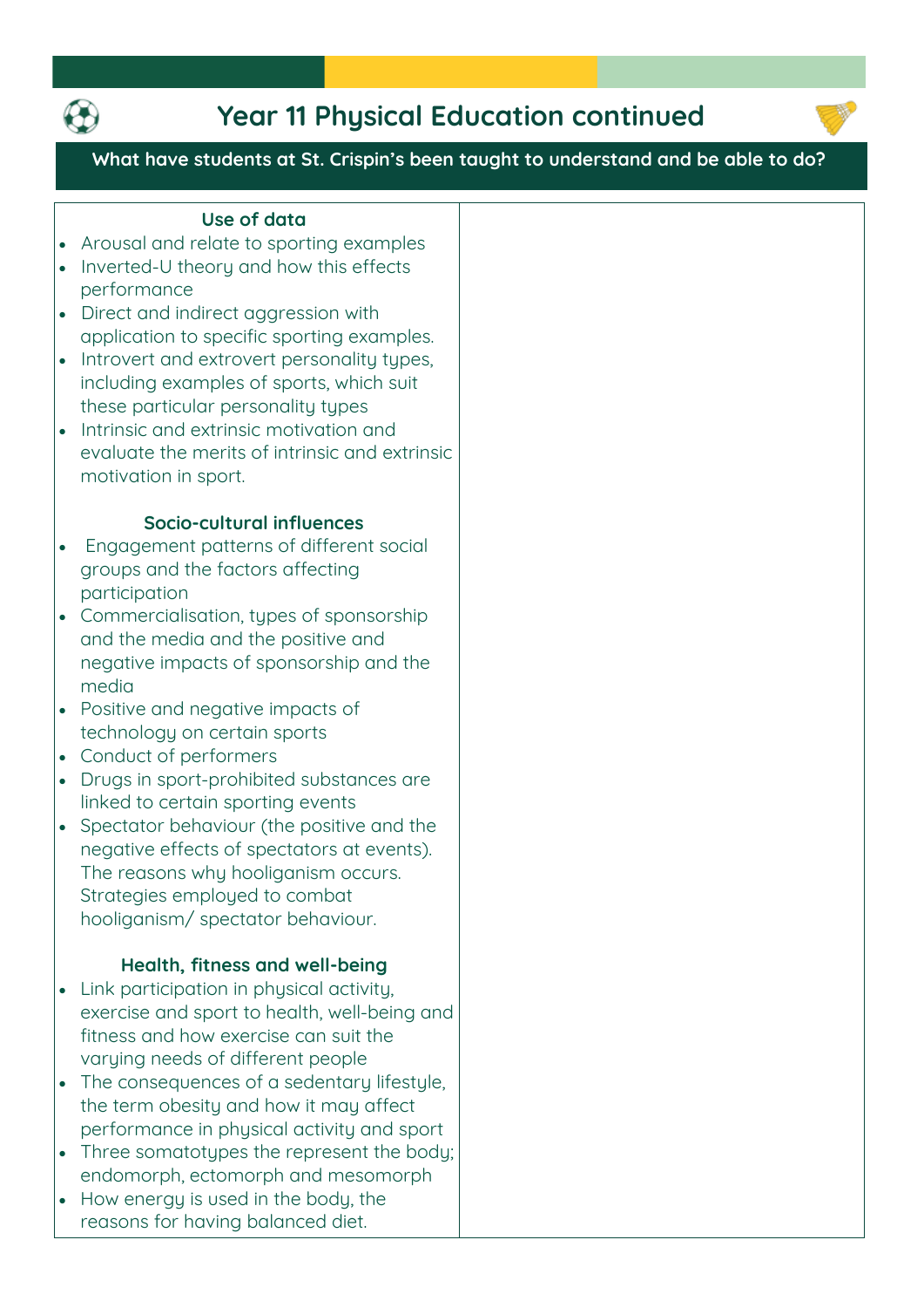# Year 11 Physical Education continued

**What have students at St. Crispin's been taught to understand and be able to do?**

### Use of data

- Arousal and relate to sporting examples
- Inverted-U theory and how this effects performance
- Direct and indirect aggression with application to specific sporting examples.
- Introvert and extrovert personality types, including examples of sports, which suit these particular personality types
- Intrinsic and extrinsic motivation and evaluate the merits of intrinsic and extrinsic motivation in sport.

### Socio-cultural influences

- Engagement patterns of different social groups and the factors affecting participation
- Commercialisation, types of sponsorship and the media and the positive and negative impacts of sponsorship and the media
- Positive and negative impacts of technology on certain sports
- Conduct of performers
- Drugs in sport-prohibited substances are linked to certain sporting events
- Spectator behaviour (the positive and the negative effects of spectators at events). The reasons why hooliganism occurs. Strategies employed to combat hooliganism/ spectator behaviour.

### Health, fitness and well-being

- Link participation in physical activity, exercise and sport to health, well-being and fitness and how exercise can suit the varying needs of different people
- The consequences of a sedentary lifestyle, the term obesity and how it may affect performance in physical activity and sport
- Three somatotypes the represent the body; endomorph, ectomorph and mesomorph
- How energy is used in the body, the reasons for having balanced diet.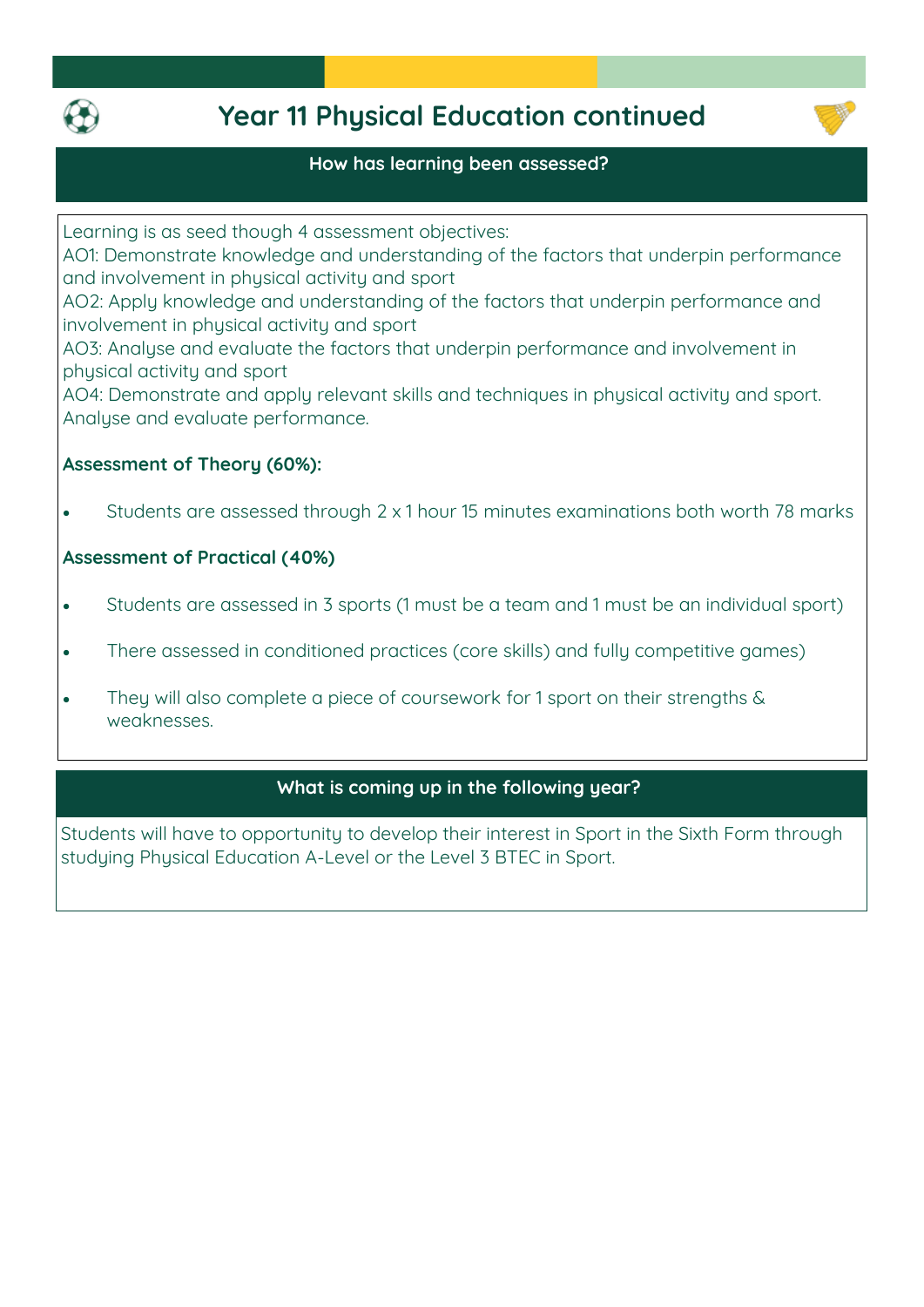# Year 11 Physical Education continued

## How has learning been assessed?

Learning is as seed though 4 assessment objectives:
AO1: Demonstrate knowledge and understanding of the factors that underpin performance and involvement in physical activity and sport
AO2: Apply knowledge and understanding of the factors that underpin performance and involvement in physical activity and sport
AO3: Analyse and evaluate the factors that underpin performance and involvement in physical activity and sport
AO4: Demonstrate and apply relevant skills and techniques in physical activity and sport. Analyse and evaluate performance.

**Assessment of Theory (60%):**

- Students are assessed through 2 x 1 hour 15 minutes examinations both worth 78 marks

**Assessment of Practical (40%)**

- Students are assessed in 3 sports (1 must be a team and 1 must be an individual sport)
- There assessed in conditioned practices (core skills) and fully competitive games)
- They will also complete a piece of coursework for 1 sport on their strengths & weaknesses.

## What is coming up in the following year?

Students will have to opportunity to develop their interest in Sport in the Sixth Form through studying Physical Education A-Level or the Level 3 BTEC in Sport.